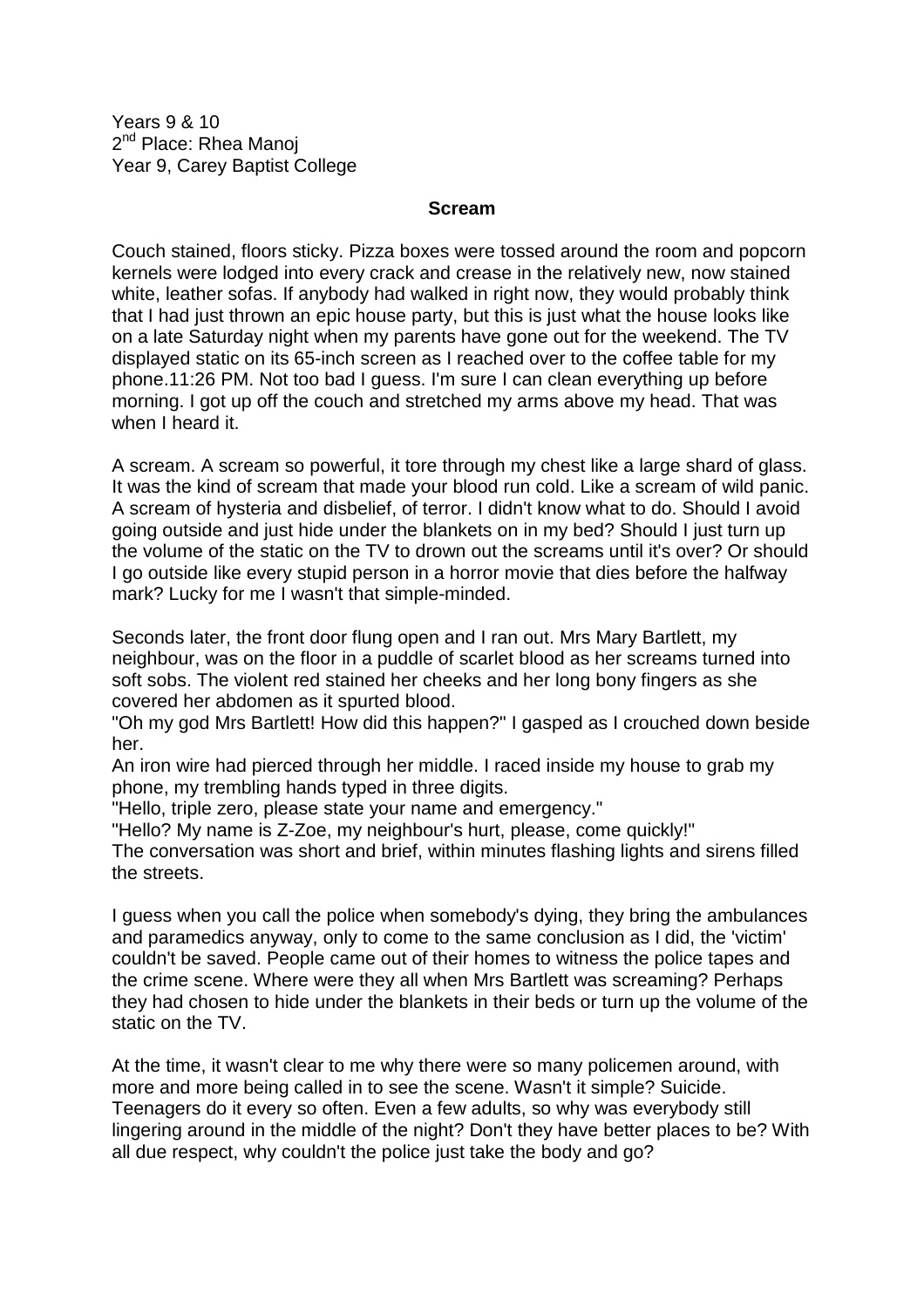Years 9 & 10
2nd Place: Rhea Manoj
Year 9, Carey Baptist College

**Scream**

Couch stained, floors sticky. Pizza boxes were tossed around the room and popcorn kernels were lodged into every crack and crease in the relatively new, now stained white, leather sofas. If anybody had walked in right now, they would probably think that I had just thrown an epic house party, but this is just what the house looks like on a late Saturday night when my parents have gone out for the weekend. The TV displayed static on its 65-inch screen as I reached over to the coffee table for my phone.11:26 PM. Not too bad I guess. I'm sure I can clean everything up before morning. I got up off the couch and stretched my arms above my head. That was when I heard it.

A scream. A scream so powerful, it tore through my chest like a large shard of glass. It was the kind of scream that made your blood run cold. Like a scream of wild panic. A scream of hysteria and disbelief, of terror. I didn't know what to do. Should I avoid going outside and just hide under the blankets on in my bed? Should I just turn up the volume of the static on the TV to drown out the screams until it's over? Or should I go outside like every stupid person in a horror movie that dies before the halfway mark? Lucky for me I wasn't that simple-minded.

Seconds later, the front door flung open and I ran out. Mrs Mary Bartlett, my neighbour, was on the floor in a puddle of scarlet blood as her screams turned into soft sobs. The violent red stained her cheeks and her long bony fingers as she covered her abdomen as it spurted blood.
"Oh my god Mrs Bartlett! How did this happen?" I gasped as I crouched down beside her.
An iron wire had pierced through her middle. I raced inside my house to grab my phone, my trembling hands typed in three digits.
"Hello, triple zero, please state your name and emergency."
"Hello? My name is Z-Zoe, my neighbour's hurt, please, come quickly!"
The conversation was short and brief, within minutes flashing lights and sirens filled the streets.

I guess when you call the police when somebody's dying, they bring the ambulances and paramedics anyway, only to come to the same conclusion as I did, the 'victim' couldn't be saved. People came out of their homes to witness the police tapes and the crime scene. Where were they all when Mrs Bartlett was screaming? Perhaps they had chosen to hide under the blankets in their beds or turn up the volume of the static on the TV.

At the time, it wasn't clear to me why there were so many policemen around, with more and more being called in to see the scene. Wasn't it simple? Suicide. Teenagers do it every so often. Even a few adults, so why was everybody still lingering around in the middle of the night? Don't they have better places to be? With all due respect, why couldn't the police just take the body and go?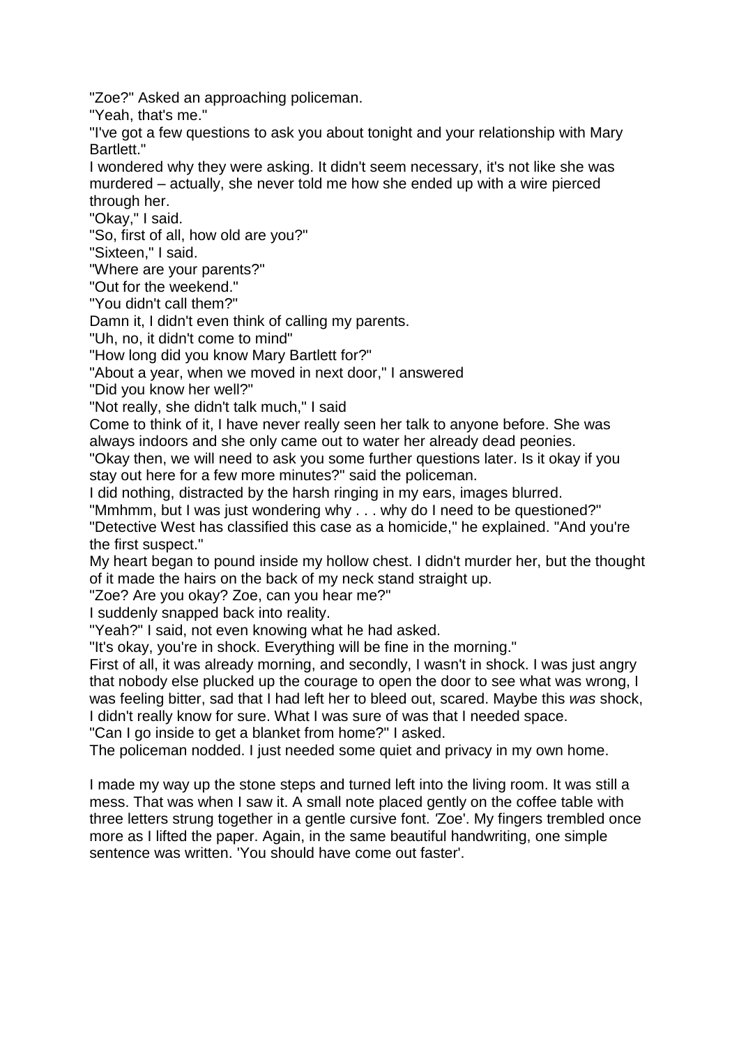"Zoe?" Asked an approaching policeman.

"Yeah, that's me."

"I've got a few questions to ask you about tonight and your relationship with Mary Bartlett."

I wondered why they were asking. It didn't seem necessary, it's not like she was murdered – actually, she never told me how she ended up with a wire pierced through her.

"Okay," I said.

"So, first of all, how old are you?"

"Sixteen," I said.

"Where are your parents?"

"Out for the weekend."

"You didn't call them?"

Damn it, I didn't even think of calling my parents.

"Uh, no, it didn't come to mind"

"How long did you know Mary Bartlett for?"

"About a year, when we moved in next door," I answered

"Did you know her well?"

"Not really, she didn't talk much," I said

Come to think of it, I have never really seen her talk to anyone before. She was always indoors and she only came out to water her already dead peonies.

"Okay then, we will need to ask you some further questions later. Is it okay if you stay out here for a few more minutes?" said the policeman.

I did nothing, distracted by the harsh ringing in my ears, images blurred.

"Mmhmm, but I was just wondering why . . . why do I need to be questioned?"

"Detective West has classified this case as a homicide," he explained. "And you're the first suspect."

My heart began to pound inside my hollow chest. I didn't murder her, but the thought of it made the hairs on the back of my neck stand straight up.

"Zoe? Are you okay? Zoe, can you hear me?"

I suddenly snapped back into reality.

"Yeah?" I said, not even knowing what he had asked.

"It's okay, you're in shock. Everything will be fine in the morning."

First of all, it was already morning, and secondly, I wasn't in shock. I was just angry that nobody else plucked up the courage to open the door to see what was wrong, I was feeling bitter, sad that I had left her to bleed out, scared. Maybe this *was* shock, I didn't really know for sure. What I was sure of was that I needed space.

"Can I go inside to get a blanket from home?" I asked.

The policeman nodded. I just needed some quiet and privacy in my own home.

I made my way up the stone steps and turned left into the living room. It was still a mess. That was when I saw it. A small note placed gently on the coffee table with three letters strung together in a gentle cursive font. 'Zoe'. My fingers trembled once more as I lifted the paper. Again, in the same beautiful handwriting, one simple sentence was written. 'You should have come out faster'.